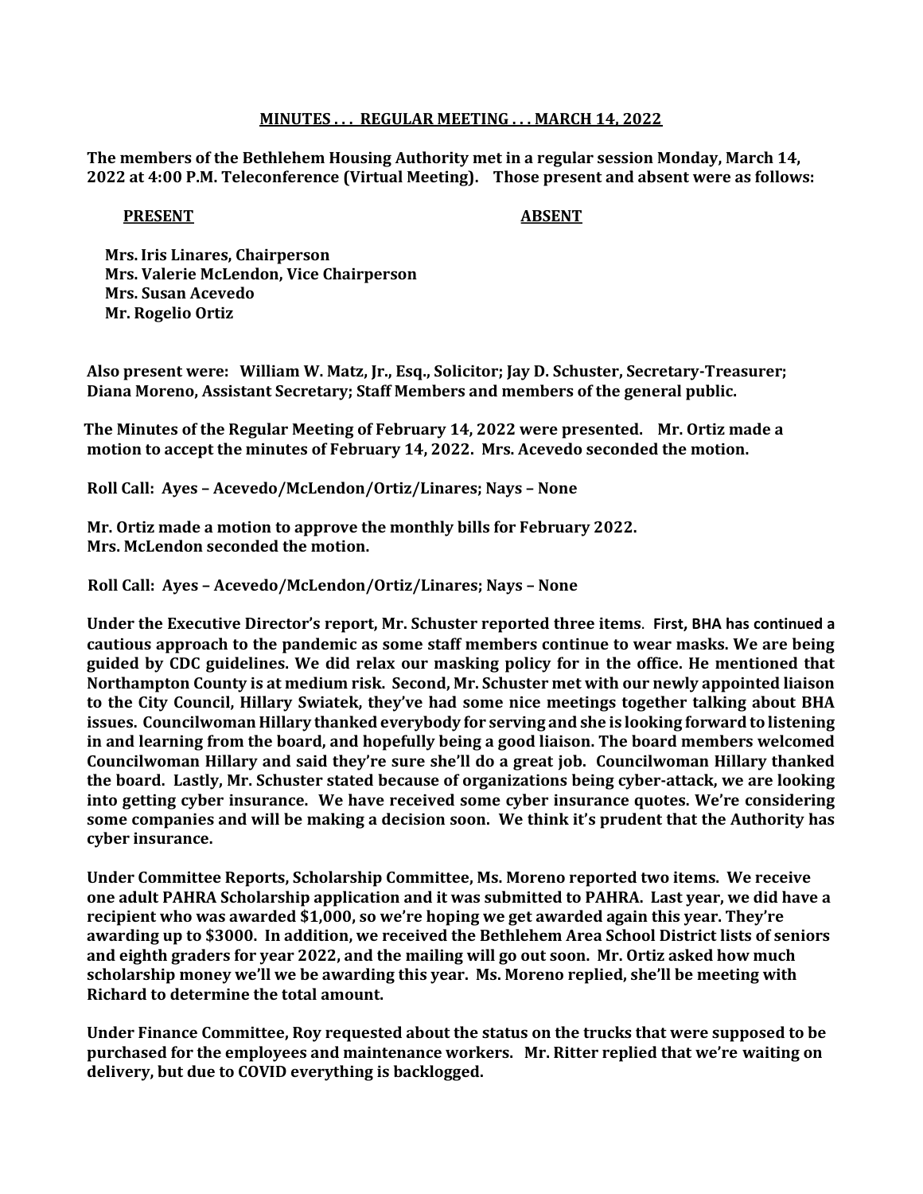**MINUTES . . . REGULAR MEETING . . . MARCH 14, 2022**

**The members of the Bethlehem Housing Authority met in a regular session Monday, March 14, 2022 at 4:00 P.M. Teleconference (Virtual Meeting). Those present and absent were as follows:**

| **PRESENT** | **ABSENT** |
|---|---|
| **Mrs. Iris Linares, Chairperson** | |
| **Mrs. Valerie McLendon, Vice Chairperson** | |
| **Mrs. Susan Acevedo** | |
| **Mr. Rogelio Ortiz** | |

**Also present were: William W. Matz, Jr., Esq., Solicitor; Jay D. Schuster, Secretary-Treasurer; Diana Moreno, Assistant Secretary; Staff Members and members of the general public.**

**The Minutes of the Regular Meeting of February 14, 2022 were presented. Mr. Ortiz made a motion to accept the minutes of February 14, 2022. Mrs. Acevedo seconded the motion.**

**Roll Call: Ayes – Acevedo/McLendon/Ortiz/Linares; Nays – None**

**Mr. Ortiz made a motion to approve the monthly bills for February 2022. Mrs. McLendon seconded the motion.**

**Roll Call: Ayes – Acevedo/McLendon/Ortiz/Linares; Nays – None**

**Under the Executive Director's report, Mr. Schuster reported three items. First, BHA has continued a cautious approach to the pandemic as some staff members continue to wear masks. We are being guided by CDC guidelines. We did relax our masking policy for in the office. He mentioned that Northampton County is at medium risk. Second, Mr. Schuster met with our newly appointed liaison to the City Council, Hillary Swiatek, they've had some nice meetings together talking about BHA issues. Councilwoman Hillary thanked everybody for serving and she is looking forward to listening in and learning from the board, and hopefully being a good liaison. The board members welcomed Councilwoman Hillary and said they're sure she'll do a great job. Councilwoman Hillary thanked the board. Lastly, Mr. Schuster stated because of organizations being cyber-attack, we are looking into getting cyber insurance. We have received some cyber insurance quotes. We're considering some companies and will be making a decision soon. We think it's prudent that the Authority has cyber insurance.**

**Under Committee Reports, Scholarship Committee, Ms. Moreno reported two items. We receive one adult PAHRA Scholarship application and it was submitted to PAHRA. Last year, we did have a recipient who was awarded $1,000, so we're hoping we get awarded again this year. They're awarding up to $3000. In addition, we received the Bethlehem Area School District lists of seniors and eighth graders for year 2022, and the mailing will go out soon. Mr. Ortiz asked how much scholarship money we'll we be awarding this year. Ms. Moreno replied, she'll be meeting with Richard to determine the total amount.**

**Under Finance Committee, Roy requested about the status on the trucks that were supposed to be purchased for the employees and maintenance workers. Mr. Ritter replied that we're waiting on delivery, but due to COVID everything is backlogged.**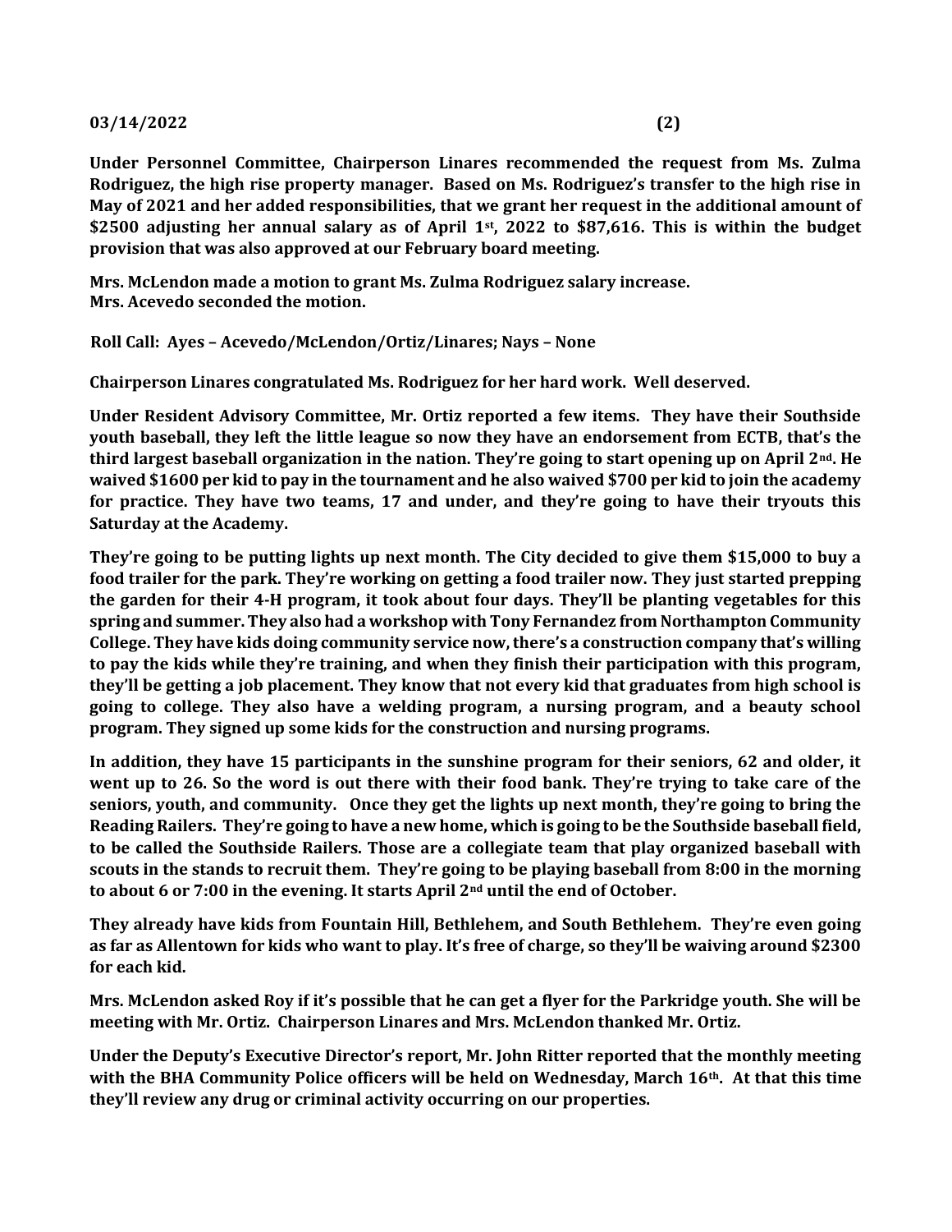**Under Personnel Committee, Chairperson Linares recommended the request from Ms. Zulma Rodriguez, the high rise property manager. Based on Ms. Rodriguez's transfer to the high rise in May of 2021 and her added responsibilities, that we grant her request in the additional amount of \$2500 adjusting her annual salary as of April 1st, 2022 to \$87,616. This is within the budget provision that was also approved at our February board meeting.**

**Mrs. McLendon made a motion to grant Ms. Zulma Rodriguez salary increase.**
**Mrs. Acevedo seconded the motion.**

**Roll Call: Ayes – Acevedo/McLendon/Ortiz/Linares; Nays – None**

**Chairperson Linares congratulated Ms. Rodriguez for her hard work. Well deserved.**

**Under Resident Advisory Committee, Mr. Ortiz reported a few items. They have their Southside youth baseball, they left the little league so now they have an endorsement from ECTB, that's the third largest baseball organization in the nation. They're going to start opening up on April 2nd. He waived \$1600 per kid to pay in the tournament and he also waived \$700 per kid to join the academy for practice. They have two teams, 17 and under, and they're going to have their tryouts this Saturday at the Academy.**

**They're going to be putting lights up next month. The City decided to give them \$15,000 to buy a food trailer for the park. They're working on getting a food trailer now. They just started prepping the garden for their 4-H program, it took about four days. They'll be planting vegetables for this spring and summer. They also had a workshop with Tony Fernandez from Northampton Community College. They have kids doing community service now, there's a construction company that's willing to pay the kids while they're training, and when they finish their participation with this program, they'll be getting a job placement. They know that not every kid that graduates from high school is going to college. They also have a welding program, a nursing program, and a beauty school program. They signed up some kids for the construction and nursing programs.**

**In addition, they have 15 participants in the sunshine program for their seniors, 62 and older, it went up to 26. So the word is out there with their food bank. They're trying to take care of the seniors, youth, and community. Once they get the lights up next month, they're going to bring the Reading Railers. They're going to have a new home, which is going to be the Southside baseball field, to be called the Southside Railers. Those are a collegiate team that play organized baseball with scouts in the stands to recruit them. They're going to be playing baseball from 8:00 in the morning to about 6 or 7:00 in the evening. It starts April 2nd until the end of October.**

**They already have kids from Fountain Hill, Bethlehem, and South Bethlehem. They're even going as far as Allentown for kids who want to play. It's free of charge, so they'll be waiving around \$2300 for each kid.**

**Mrs. McLendon asked Roy if it's possible that he can get a flyer for the Parkridge youth. She will be meeting with Mr. Ortiz. Chairperson Linares and Mrs. McLendon thanked Mr. Ortiz.**

**Under the Deputy's Executive Director's report, Mr. John Ritter reported that the monthly meeting with the BHA Community Police officers will be held on Wednesday, March 16th. At that this time they'll review any drug or criminal activity occurring on our properties.**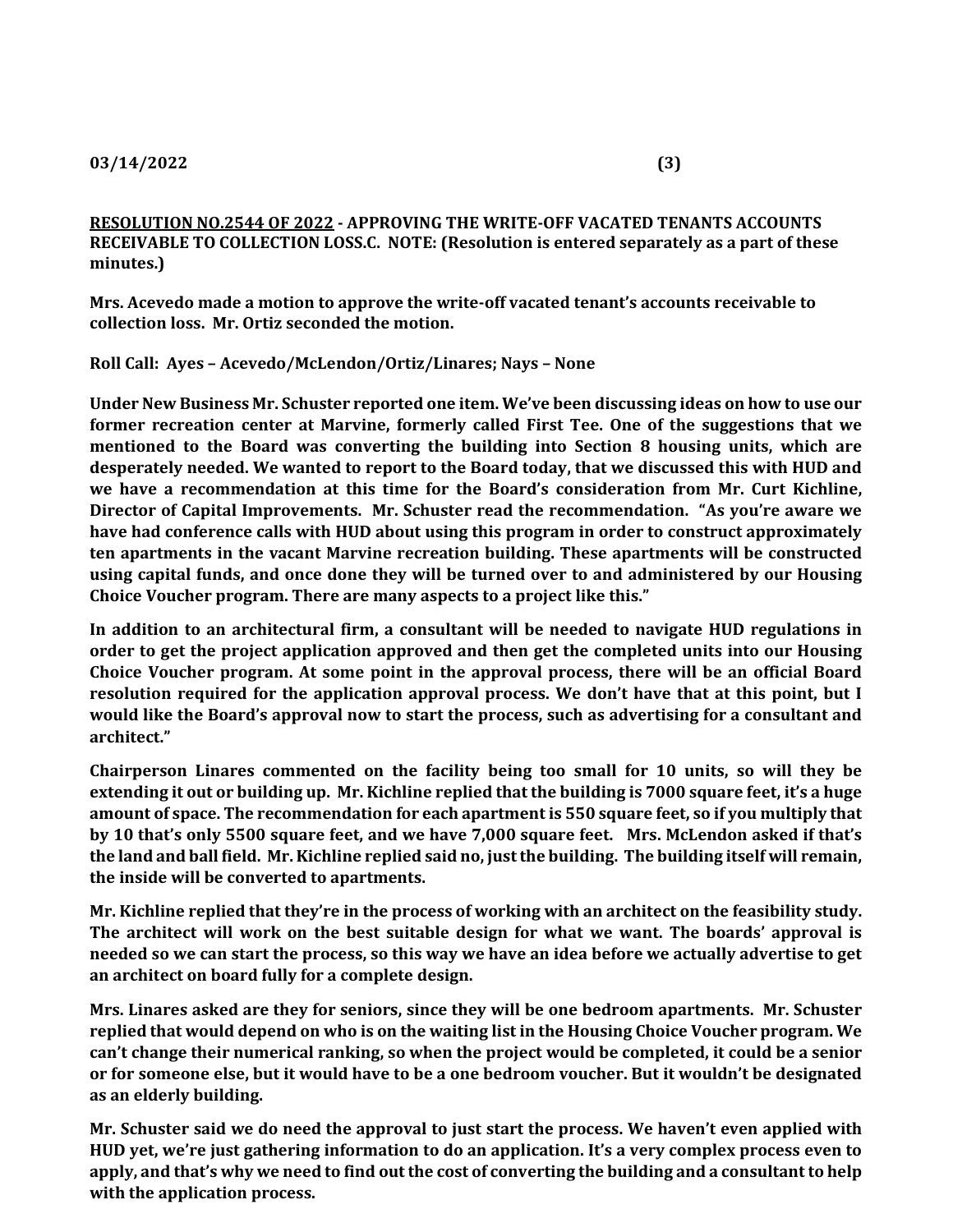**03/14/2022 (3)**

**<u>RESOLUTION NO.2544 OF 2022</u> - APPROVING THE WRITE-OFF VACATED TENANTS ACCOUNTS RECEIVABLE TO COLLECTION LOSS.C. NOTE: (Resolution is entered separately as a part of these minutes.)**

**Mrs. Acevedo made a motion to approve the write-off vacated tenant's accounts receivable to collection loss. Mr. Ortiz seconded the motion.**

**Roll Call: Ayes – Acevedo/McLendon/Ortiz/Linares; Nays – None**

**Under New Business Mr. Schuster reported one item. We've been discussing ideas on how to use our former recreation center at Marvine, formerly called First Tee. One of the suggestions that we mentioned to the Board was converting the building into Section 8 housing units, which are desperately needed. We wanted to report to the Board today, that we discussed this with HUD and we have a recommendation at this time for the Board's consideration from Mr. Curt Kichline, Director of Capital Improvements. Mr. Schuster read the recommendation. "As you're aware we have had conference calls with HUD about using this program in order to construct approximately ten apartments in the vacant Marvine recreation building. These apartments will be constructed using capital funds, and once done they will be turned over to and administered by our Housing Choice Voucher program. There are many aspects to a project like this."**

**In addition to an architectural firm, a consultant will be needed to navigate HUD regulations in order to get the project application approved and then get the completed units into our Housing Choice Voucher program. At some point in the approval process, there will be an official Board resolution required for the application approval process. We don't have that at this point, but I would like the Board's approval now to start the process, such as advertising for a consultant and architect."**

**Chairperson Linares commented on the facility being too small for 10 units, so will they be extending it out or building up. Mr. Kichline replied that the building is 7000 square feet, it's a huge amount of space. The recommendation for each apartment is 550 square feet, so if you multiply that by 10 that's only 5500 square feet, and we have 7,000 square feet. Mrs. McLendon asked if that's the land and ball field. Mr. Kichline replied said no, just the building. The building itself will remain, the inside will be converted to apartments.**

**Mr. Kichline replied that they're in the process of working with an architect on the feasibility study. The architect will work on the best suitable design for what we want. The boards' approval is needed so we can start the process, so this way we have an idea before we actually advertise to get an architect on board fully for a complete design.**

**Mrs. Linares asked are they for seniors, since they will be one bedroom apartments. Mr. Schuster replied that would depend on who is on the waiting list in the Housing Choice Voucher program. We can't change their numerical ranking, so when the project would be completed, it could be a senior or for someone else, but it would have to be a one bedroom voucher. But it wouldn't be designated as an elderly building.**

**Mr. Schuster said we do need the approval to just start the process. We haven't even applied with HUD yet, we're just gathering information to do an application. It's a very complex process even to apply, and that's why we need to find out the cost of converting the building and a consultant to help with the application process.**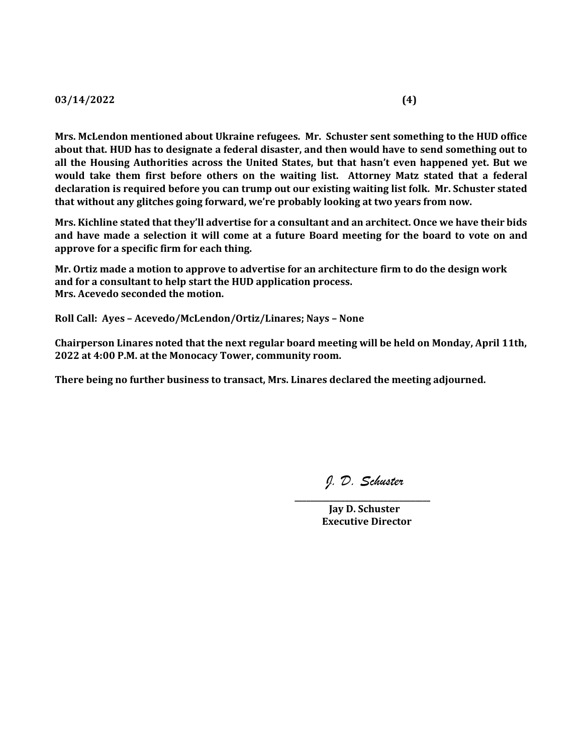**Mrs. McLendon mentioned about Ukraine refugees. Mr. Schuster sent something to the HUD office about that. HUD has to designate a federal disaster, and then would have to send something out to all the Housing Authorities across the United States, but that hasn't even happened yet. But we would take them first before others on the waiting list. Attorney Matz stated that a federal declaration is required before you can trump out our existing waiting list folk. Mr. Schuster stated that without any glitches going forward, we're probably looking at two years from now.**

**Mrs. Kichline stated that they'll advertise for a consultant and an architect. Once we have their bids and have made a selection it will come at a future Board meeting for the board to vote on and approve for a specific firm for each thing.**

**Mr. Ortiz made a motion to approve to advertise for an architecture firm to do the design work and for a consultant to help start the HUD application process.**
**Mrs. Acevedo seconded the motion.**

**Roll Call: Ayes – Acevedo/McLendon/Ortiz/Linares; Nays – None**

**Chairperson Linares noted that the next regular board meeting will be held on Monday, April 11th, 2022 at 4:00 P.M. at the Monocacy Tower, community room.**

**There being no further business to transact, Mrs. Linares declared the meeting adjourned.**

*J. D. Schuster*

**Jay D. Schuster**
**Executive Director**